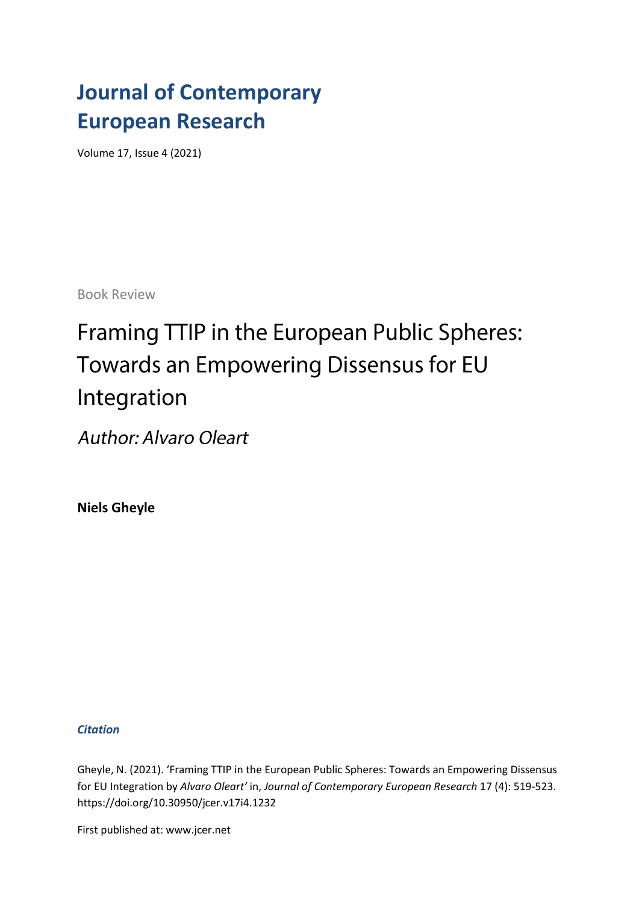# Journal of Contemporary European Research

Volume 17, Issue 4 (2021)

Book Review

## Framing TTIP in the European Public Spheres: Towards an Empowering Dissensus for EU Integration

*Author: Alvaro Oleart*

**Niels Gheyle**

***Citation***

Gheyle, N. (2021). 'Framing TTIP in the European Public Spheres: Towards an Empowering Dissensus for EU Integration by *Alvaro Oleart'* in, *Journal of Contemporary European Research* 17 (4): 519-523. https://doi.org/10.30950/jcer.v17i4.1232

First published at: www.jcer.net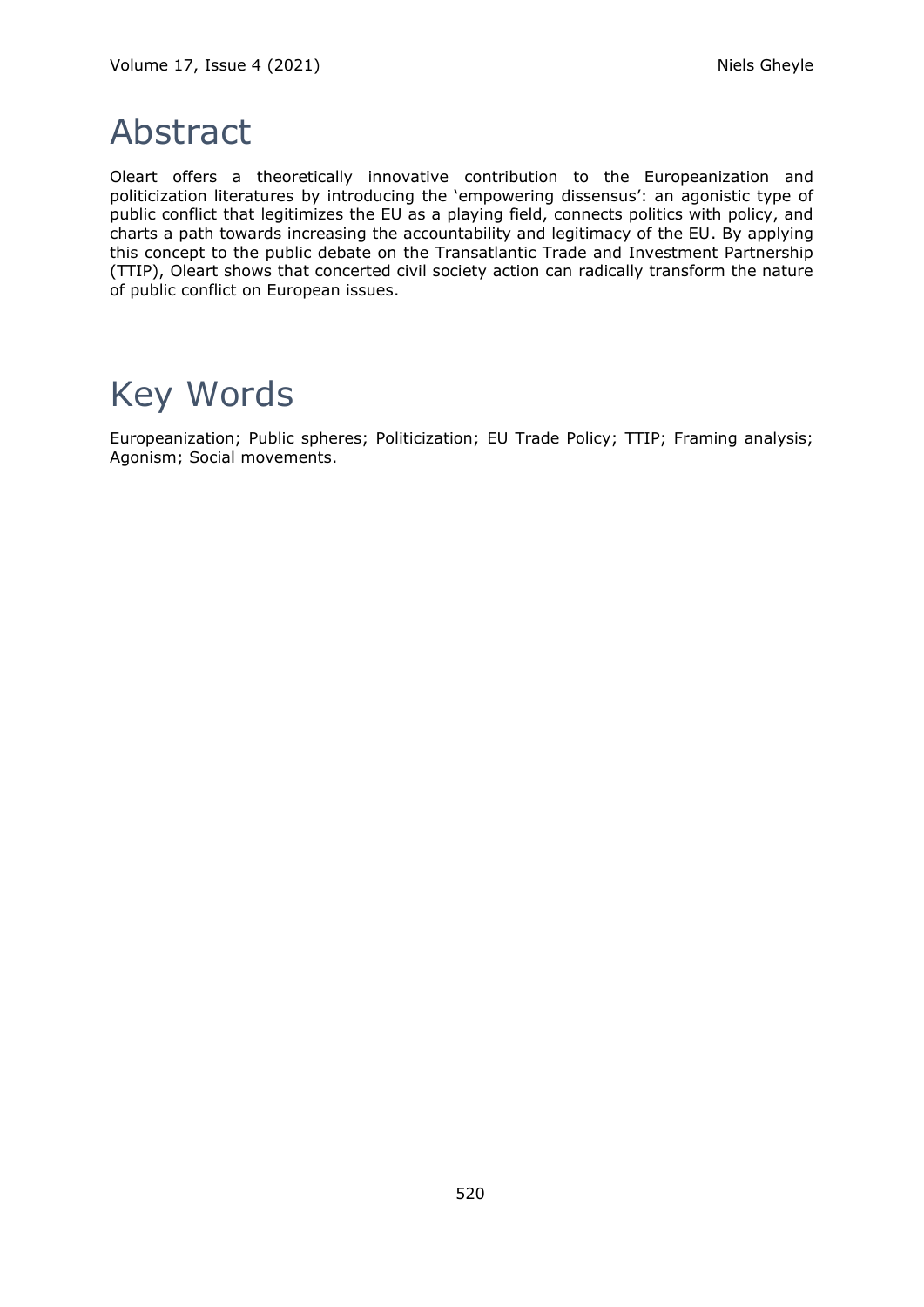# Abstract

Oleart offers a theoretically innovative contribution to the Europeanization and politicization literatures by introducing the 'empowering dissensus': an agonistic type of public conflict that legitimizes the EU as a playing field, connects politics with policy, and charts a path towards increasing the accountability and legitimacy of the EU. By applying this concept to the public debate on the Transatlantic Trade and Investment Partnership (TTIP), Oleart shows that concerted civil society action can radically transform the nature of public conflict on European issues.

# Key Words

Europeanization; Public spheres; Politicization; EU Trade Policy; TTIP; Framing analysis; Agonism; Social movements.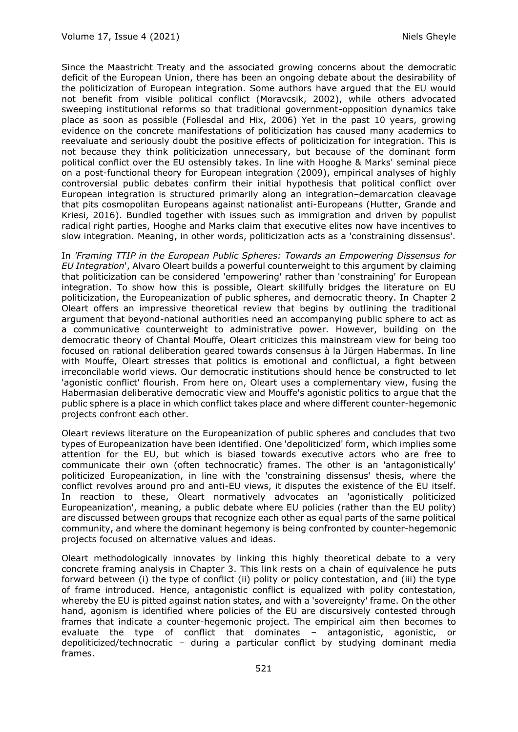Since the Maastricht Treaty and the associated growing concerns about the democratic deficit of the European Union, there has been an ongoing debate about the desirability of the politicization of European integration. Some authors have argued that the EU would not benefit from visible political conflict (Moravcsik, 2002), while others advocated sweeping institutional reforms so that traditional government-opposition dynamics take place as soon as possible (Follesdal and Hix, 2006) Yet in the past 10 years, growing evidence on the concrete manifestations of politicization has caused many academics to reevaluate and seriously doubt the positive effects of politicization for integration. This is not because they think politicization unnecessary, but because of the dominant form political conflict over the EU ostensibly takes. In line with Hooghe & Marks' seminal piece on a post-functional theory for European integration (2009), empirical analyses of highly controversial public debates confirm their initial hypothesis that political conflict over European integration is structured primarily along an integration–demarcation cleavage that pits cosmopolitan Europeans against nationalist anti-Europeans (Hutter, Grande and Kriesi, 2016). Bundled together with issues such as immigration and driven by populist radical right parties, Hooghe and Marks claim that executive elites now have incentives to slow integration. Meaning, in other words, politicization acts as a 'constraining dissensus'.

In *'Framing TTIP in the European Public Spheres: Towards an Empowering Dissensus for EU Integration*', Alvaro Oleart builds a powerful counterweight to this argument by claiming that politicization can be considered 'empowering' rather than 'constraining' for European integration. To show how this is possible, Oleart skillfully bridges the literature on EU politicization, the Europeanization of public spheres, and democratic theory. In Chapter 2 Oleart offers an impressive theoretical review that begins by outlining the traditional argument that beyond-national authorities need an accompanying public sphere to act as a communicative counterweight to administrative power. However, building on the democratic theory of Chantal Mouffe, Oleart criticizes this mainstream view for being too focused on rational deliberation geared towards consensus à la Jürgen Habermas. In line with Mouffe, Oleart stresses that politics is emotional and conflictual, a fight between irreconcilable world views. Our democratic institutions should hence be constructed to let 'agonistic conflict' flourish. From here on, Oleart uses a complementary view, fusing the Habermasian deliberative democratic view and Mouffe's agonistic politics to argue that the public sphere is a place in which conflict takes place and where different counter-hegemonic projects confront each other.

Oleart reviews literature on the Europeanization of public spheres and concludes that two types of Europeanization have been identified. One 'depoliticized' form, which implies some attention for the EU, but which is biased towards executive actors who are free to communicate their own (often technocratic) frames. The other is an 'antagonistically' politicized Europeanization, in line with the 'constraining dissensus' thesis, where the conflict revolves around pro and anti-EU views, it disputes the existence of the EU itself. In reaction to these, Oleart normatively advocates an 'agonistically politicized Europeanization', meaning, a public debate where EU policies (rather than the EU polity) are discussed between groups that recognize each other as equal parts of the same political community, and where the dominant hegemony is being confronted by counter-hegemonic projects focused on alternative values and ideas.

Oleart methodologically innovates by linking this highly theoretical debate to a very concrete framing analysis in Chapter 3. This link rests on a chain of equivalence he puts forward between (i) the type of conflict (ii) polity or policy contestation, and (iii) the type of frame introduced. Hence, antagonistic conflict is equalized with polity contestation, whereby the EU is pitted against nation states, and with a 'sovereignty' frame. On the other hand, agonism is identified where policies of the EU are discursively contested through frames that indicate a counter-hegemonic project. The empirical aim then becomes to evaluate the type of conflict that dominates – antagonistic, agonistic, or depoliticized/technocratic – during a particular conflict by studying dominant media frames.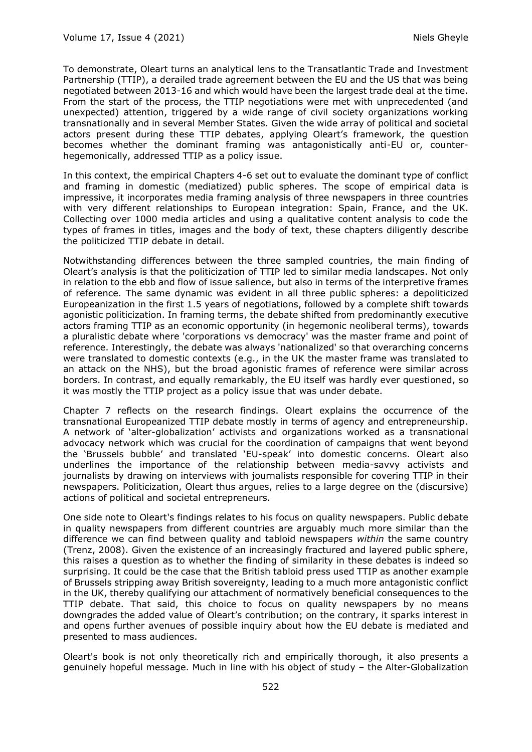To demonstrate, Oleart turns an analytical lens to the Transatlantic Trade and Investment Partnership (TTIP), a derailed trade agreement between the EU and the US that was being negotiated between 2013-16 and which would have been the largest trade deal at the time. From the start of the process, the TTIP negotiations were met with unprecedented (and unexpected) attention, triggered by a wide range of civil society organizations working transnationally and in several Member States. Given the wide array of political and societal actors present during these TTIP debates, applying Oleart's framework, the question becomes whether the dominant framing was antagonistically anti-EU or, counter-hegemonically, addressed TTIP as a policy issue.

In this context, the empirical Chapters 4-6 set out to evaluate the dominant type of conflict and framing in domestic (mediatized) public spheres. The scope of empirical data is impressive, it incorporates media framing analysis of three newspapers in three countries with very different relationships to European integration: Spain, France, and the UK. Collecting over 1000 media articles and using a qualitative content analysis to code the types of frames in titles, images and the body of text, these chapters diligently describe the politicized TTIP debate in detail.

Notwithstanding differences between the three sampled countries, the main finding of Oleart's analysis is that the politicization of TTIP led to similar media landscapes. Not only in relation to the ebb and flow of issue salience, but also in terms of the interpretive frames of reference. The same dynamic was evident in all three public spheres: a depoliticized Europeanization in the first 1.5 years of negotiations, followed by a complete shift towards agonistic politicization. In framing terms, the debate shifted from predominantly executive actors framing TTIP as an economic opportunity (in hegemonic neoliberal terms), towards a pluralistic debate where 'corporations vs democracy' was the master frame and point of reference. Interestingly, the debate was always 'nationalized' so that overarching concerns were translated to domestic contexts (e.g., in the UK the master frame was translated to an attack on the NHS), but the broad agonistic frames of reference were similar across borders. In contrast, and equally remarkably, the EU itself was hardly ever questioned, so it was mostly the TTIP project as a policy issue that was under debate.

Chapter 7 reflects on the research findings. Oleart explains the occurrence of the transnational Europeanized TTIP debate mostly in terms of agency and entrepreneurship. A network of 'alter-globalization' activists and organizations worked as a transnational advocacy network which was crucial for the coordination of campaigns that went beyond the 'Brussels bubble' and translated 'EU-speak' into domestic concerns. Oleart also underlines the importance of the relationship between media-savvy activists and journalists by drawing on interviews with journalists responsible for covering TTIP in their newspapers. Politicization, Oleart thus argues, relies to a large degree on the (discursive) actions of political and societal entrepreneurs.

One side note to Oleart's findings relates to his focus on quality newspapers. Public debate in quality newspapers from different countries are arguably much more similar than the difference we can find between quality and tabloid newspapers *within* the same country (Trenz, 2008). Given the existence of an increasingly fractured and layered public sphere, this raises a question as to whether the finding of similarity in these debates is indeed so surprising. It could be the case that the British tabloid press used TTIP as another example of Brussels stripping away British sovereignty, leading to a much more antagonistic conflict in the UK, thereby qualifying our attachment of normatively beneficial consequences to the TTIP debate. That said, this choice to focus on quality newspapers by no means downgrades the added value of Oleart's contribution; on the contrary, it sparks interest in and opens further avenues of possible inquiry about how the EU debate is mediated and presented to mass audiences.

Oleart's book is not only theoretically rich and empirically thorough, it also presents a genuinely hopeful message. Much in line with his object of study – the Alter-Globalization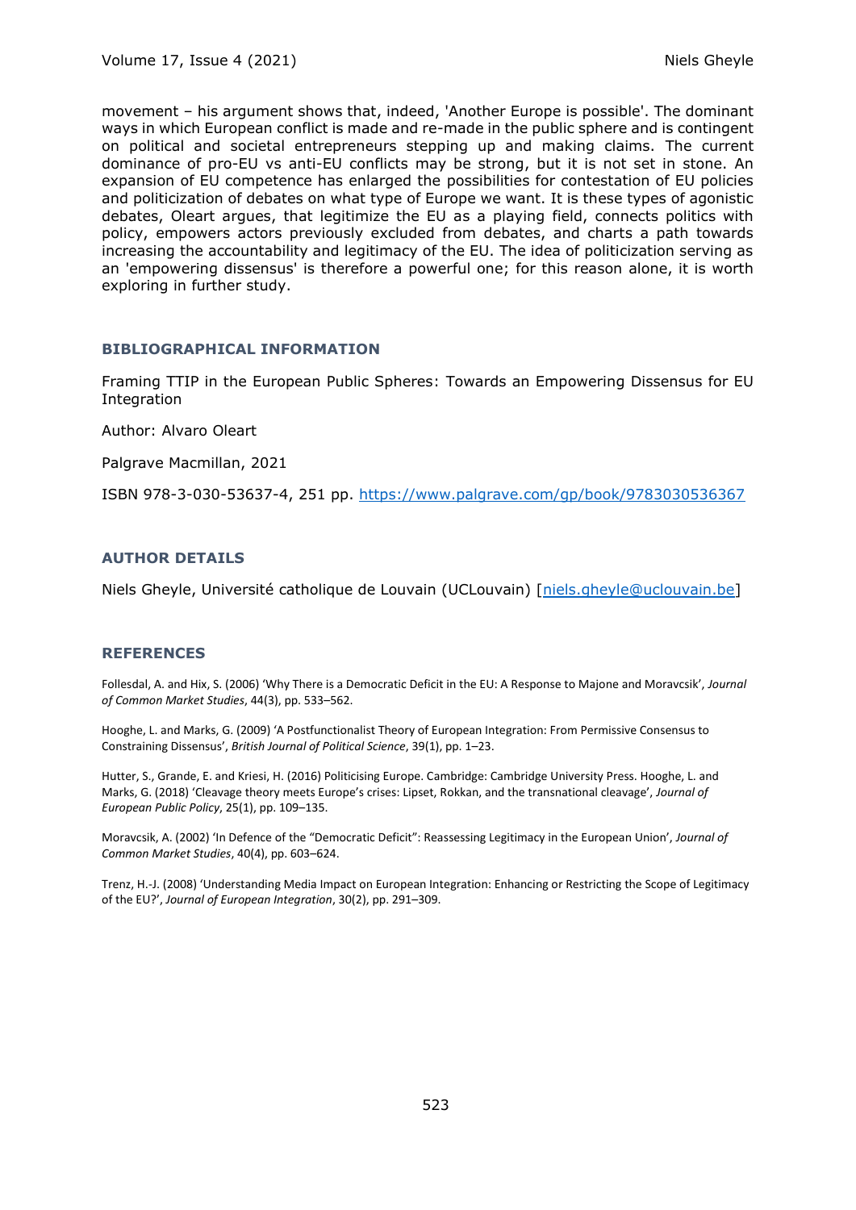movement – his argument shows that, indeed, 'Another Europe is possible'. The dominant ways in which European conflict is made and re-made in the public sphere and is contingent on political and societal entrepreneurs stepping up and making claims. The current dominance of pro-EU vs anti-EU conflicts may be strong, but it is not set in stone. An expansion of EU competence has enlarged the possibilities for contestation of EU policies and politicization of debates on what type of Europe we want. It is these types of agonistic debates, Oleart argues, that legitimize the EU as a playing field, connects politics with policy, empowers actors previously excluded from debates, and charts a path towards increasing the accountability and legitimacy of the EU. The idea of politicization serving as an 'empowering dissensus' is therefore a powerful one; for this reason alone, it is worth exploring in further study.

## BIBLIOGRAPHICAL INFORMATION

Framing TTIP in the European Public Spheres: Towards an Empowering Dissensus for EU Integration

Author: Alvaro Oleart

Palgrave Macmillan, 2021

ISBN 978-3-030-53637-4, 251 pp. https://www.palgrave.com/gp/book/9783030536367

## AUTHOR DETAILS

Niels Gheyle, Université catholique de Louvain (UCLouvain) [niels.gheyle@uclouvain.be]

## REFERENCES

Follesdal, A. and Hix, S. (2006) 'Why There is a Democratic Deficit in the EU: A Response to Majone and Moravcsik', *Journal of Common Market Studies*, 44(3), pp. 533–562.

Hooghe, L. and Marks, G. (2009) 'A Postfunctionalist Theory of European Integration: From Permissive Consensus to Constraining Dissensus', *British Journal of Political Science*, 39(1), pp. 1–23.

Hutter, S., Grande, E. and Kriesi, H. (2016) Politicising Europe. Cambridge: Cambridge University Press. Hooghe, L. and Marks, G. (2018) 'Cleavage theory meets Europe's crises: Lipset, Rokkan, and the transnational cleavage', *Journal of European Public Policy*, 25(1), pp. 109–135.

Moravcsik, A. (2002) 'In Defence of the "Democratic Deficit": Reassessing Legitimacy in the European Union', *Journal of Common Market Studies*, 40(4), pp. 603–624.

Trenz, H.-J. (2008) 'Understanding Media Impact on European Integration: Enhancing or Restricting the Scope of Legitimacy of the EU?', *Journal of European Integration*, 30(2), pp. 291–309.